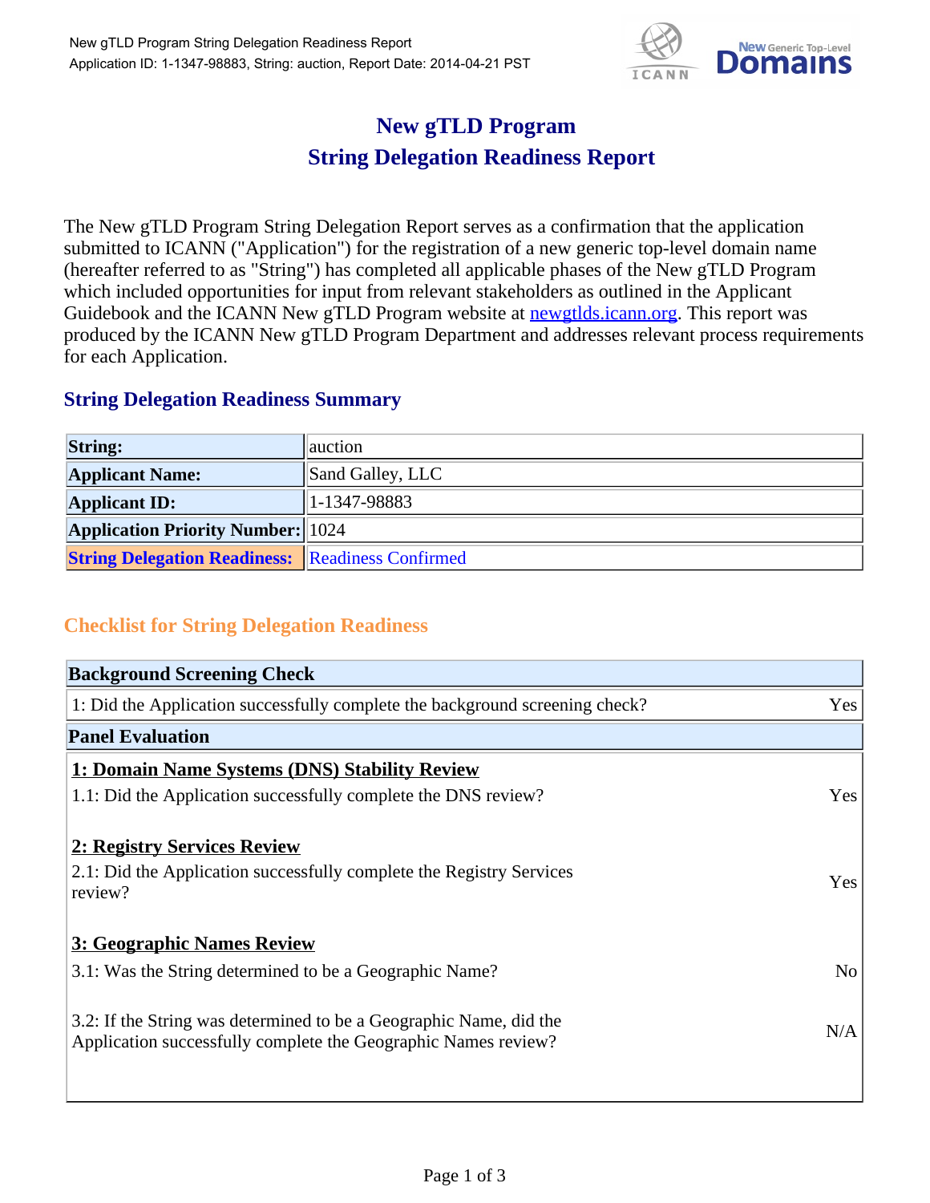# New gTLD Program
# String Delegation Readiness Report

The New gTLD Program String Delegation Report serves as a confirmation that the application submitted to ICANN ("Application") for the registration of a new generic top-level domain name (hereafter referred to as "String") has completed all applicable phases of the New gTLD Program which included opportunities for input from relevant stakeholders as outlined in the Applicant Guidebook and the ICANN New gTLD Program website at newgtlds.icann.org. This report was produced by the ICANN New gTLD Program Department and addresses relevant process requirements for each Application.

## String Delegation Readiness Summary

| | |
|---|---|
| **String:** | auction |
| **Applicant Name:** | Sand Galley, LLC |
| **Applicant ID:** | 1-1347-98883 |
| **Application Priority Number:** | 1024 |
| **String Delegation Readiness:** | Readiness Confirmed |

## Checklist for String Delegation Readiness

| **Background Screening Check** | |
|---|---|
| 1: Did the Application successfully complete the background screening check? | Yes |
| **Panel Evaluation** | |
| **1: Domain Name Systems (DNS) Stability Review** | |
| 1.1: Did the Application successfully complete the DNS review? | Yes |
| **2: Registry Services Review** | |
| 2.1: Did the Application successfully complete the Registry Services review? | Yes |
| **3: Geographic Names Review** | |
| 3.1: Was the String determined to be a Geographic Name? | No |
| 3.2: If the String was determined to be a Geographic Name, did the Application successfully complete the Geographic Names review? | N/A |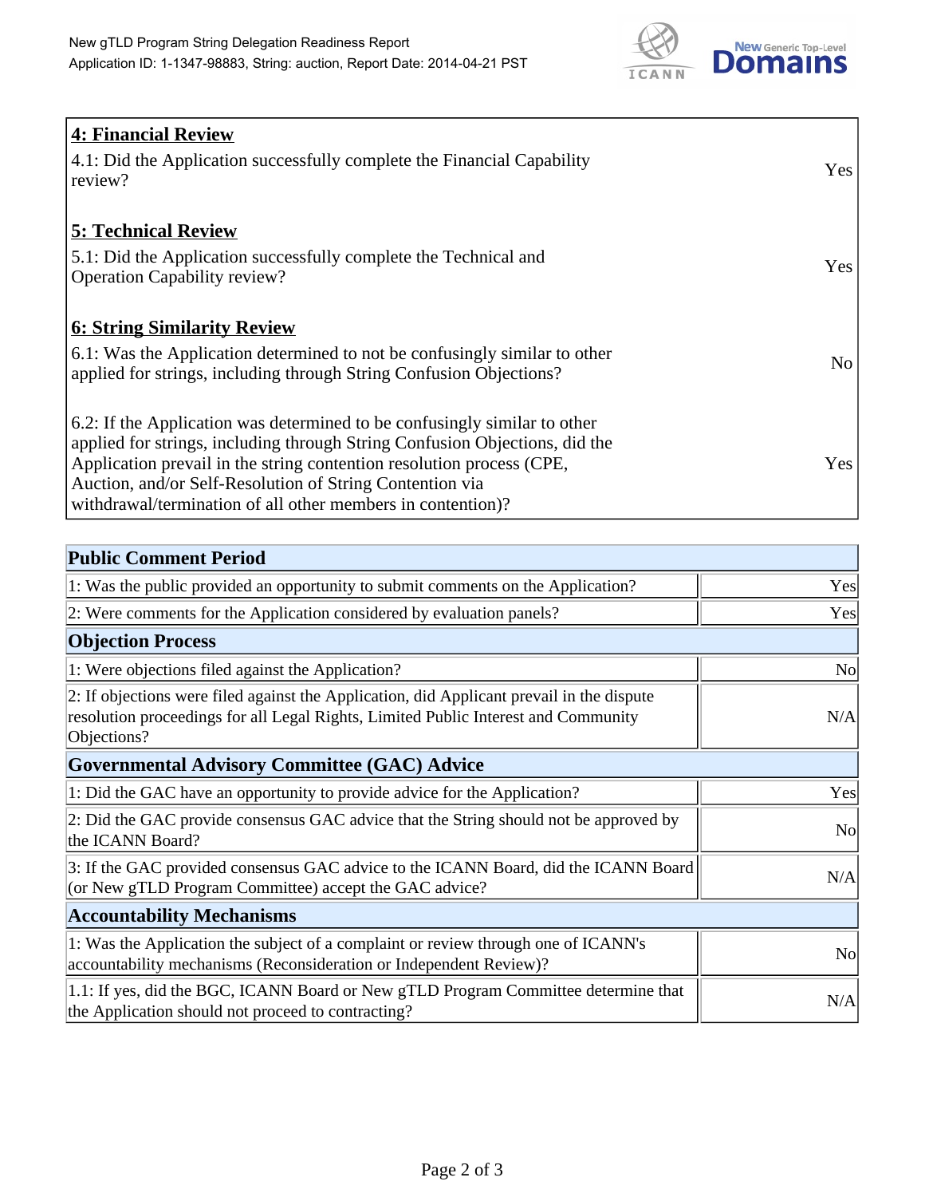| 4: Financial Review | |
|---|---|
| 4.1: Did the Application successfully complete the Financial Capability review? | Yes |
| **5: Technical Review** | |
| 5.1: Did the Application successfully complete the Technical and Operation Capability review? | Yes |
| **6: String Similarity Review** | |
| 6.1: Was the Application determined to not be confusingly similar to other applied for strings, including through String Confusion Objections? | No |
| 6.2: If the Application was determined to be confusingly similar to other applied for strings, including through String Confusion Objections, did the Application prevail in the string contention resolution process (CPE, Auction, and/or Self-Resolution of String Contention via withdrawal/termination of all other members in contention)? | Yes |

| Public Comment Period | |
|---|---|
| 1: Was the public provided an opportunity to submit comments on the Application? | Yes |
| 2: Were comments for the Application considered by evaluation panels? | Yes |
| **Objection Process** | |
| 1: Were objections filed against the Application? | No |
| 2: If objections were filed against the Application, did Applicant prevail in the dispute resolution proceedings for all Legal Rights, Limited Public Interest and Community Objections? | N/A |
| **Governmental Advisory Committee (GAC) Advice** | |
| 1: Did the GAC have an opportunity to provide advice for the Application? | Yes |
| 2: Did the GAC provide consensus GAC advice that the String should not be approved by the ICANN Board? | No |
| 3: If the GAC provided consensus GAC advice to the ICANN Board, did the ICANN Board (or New gTLD Program Committee) accept the GAC advice? | N/A |
| **Accountability Mechanisms** | |
| 1: Was the Application the subject of a complaint or review through one of ICANN's accountability mechanisms (Reconsideration or Independent Review)? | No |
| 1.1: If yes, did the BGC, ICANN Board or New gTLD Program Committee determine that the Application should not proceed to contracting? | N/A |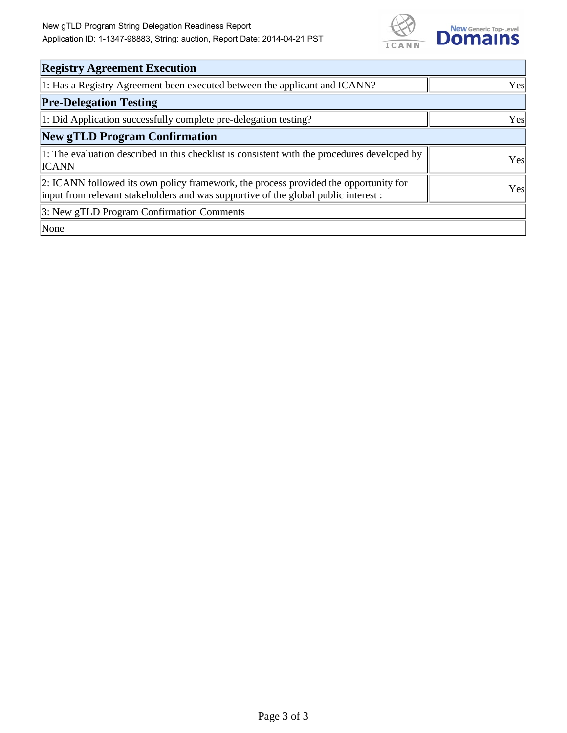## Registry Agreement Execution

| | |
|---|---|
| 1: Has a Registry Agreement been executed between the applicant and ICANN? | Yes |

## Pre-Delegation Testing

| | |
|---|---|
| 1: Did Application successfully complete pre-delegation testing? | Yes |

## New gTLD Program Confirmation

| | |
|---|---|
| 1: The evaluation described in this checklist is consistent with the procedures developed by ICANN | Yes |
| 2: ICANN followed its own policy framework, the process provided the opportunity for input from relevant stakeholders and was supportive of the global public interest : | Yes |

3: New gTLD Program Confirmation Comments

None